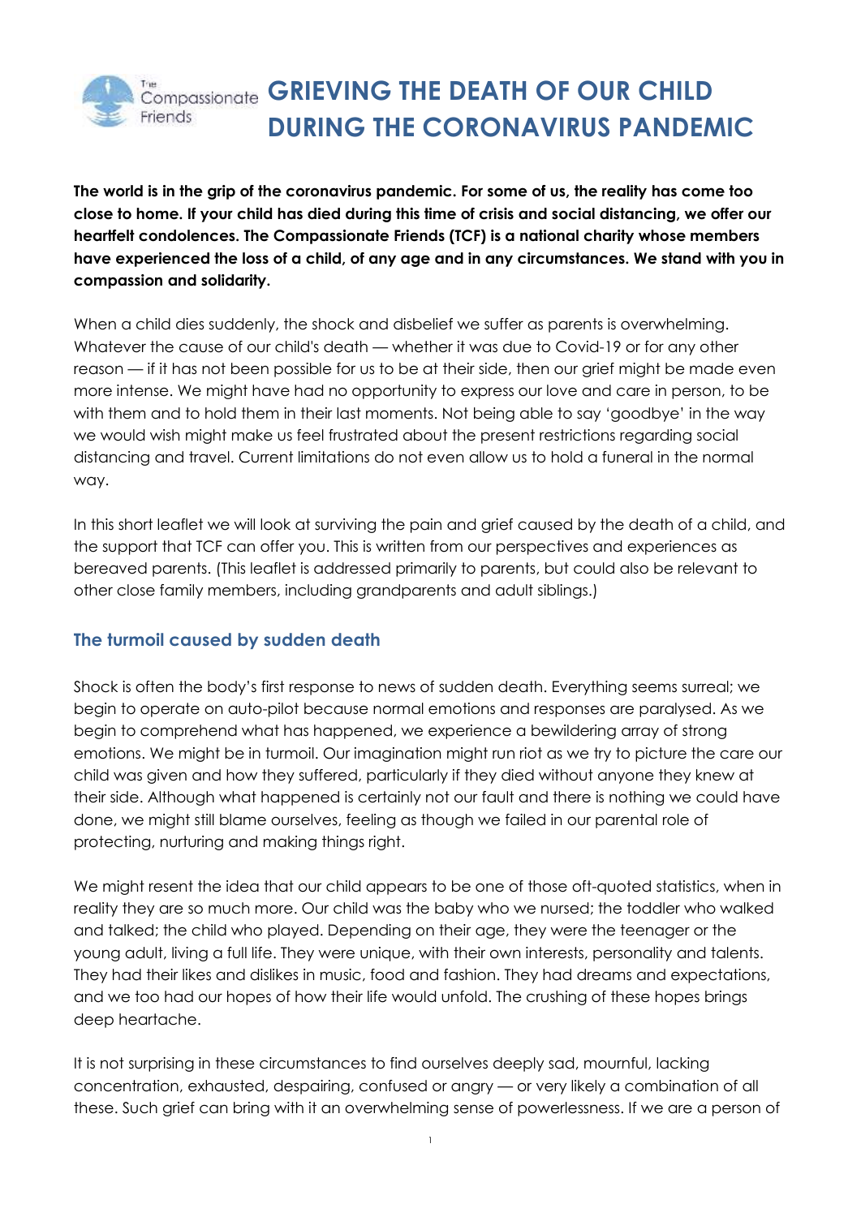# GRIEVING THE DEATH OF OUR CHILD DURING THE CORONAVIRUS PANDEMIC

**The world is in the grip of the coronavirus pandemic. For some of us, the reality has come too close to home. If your child has died during this time of crisis and social distancing, we offer our heartfelt condolences. The Compassionate Friends (TCF) is a national charity whose members have experienced the loss of a child, of any age and in any circumstances. We stand with you in compassion and solidarity.**

When a child dies suddenly, the shock and disbelief we suffer as parents is overwhelming. Whatever the cause of our child's death — whether it was due to Covid-19 or for any other reason — if it has not been possible for us to be at their side, then our grief might be made even more intense. We might have had no opportunity to express our love and care in person, to be with them and to hold them in their last moments. Not being able to say 'goodbye' in the way we would wish might make us feel frustrated about the present restrictions regarding social distancing and travel. Current limitations do not even allow us to hold a funeral in the normal way.

In this short leaflet we will look at surviving the pain and grief caused by the death of a child, and the support that TCF can offer you. This is written from our perspectives and experiences as bereaved parents. (This leaflet is addressed primarily to parents, but could also be relevant to other close family members, including grandparents and adult siblings.)

## The turmoil caused by sudden death

Shock is often the body's first response to news of sudden death. Everything seems surreal; we begin to operate on auto-pilot because normal emotions and responses are paralysed. As we begin to comprehend what has happened, we experience a bewildering array of strong emotions. We might be in turmoil. Our imagination might run riot as we try to picture the care our child was given and how they suffered, particularly if they died without anyone they knew at their side. Although what happened is certainly not our fault and there is nothing we could have done, we might still blame ourselves, feeling as though we failed in our parental role of protecting, nurturing and making things right.

We might resent the idea that our child appears to be one of those oft-quoted statistics, when in reality they are so much more. Our child was the baby who we nursed; the toddler who walked and talked; the child who played. Depending on their age, they were the teenager or the young adult, living a full life. They were unique, with their own interests, personality and talents. They had their likes and dislikes in music, food and fashion. They had dreams and expectations, and we too had our hopes of how their life would unfold. The crushing of these hopes brings deep heartache.

It is not surprising in these circumstances to find ourselves deeply sad, mournful, lacking concentration, exhausted, despairing, confused or angry — or very likely a combination of all these. Such grief can bring with it an overwhelming sense of powerlessness. If we are a person of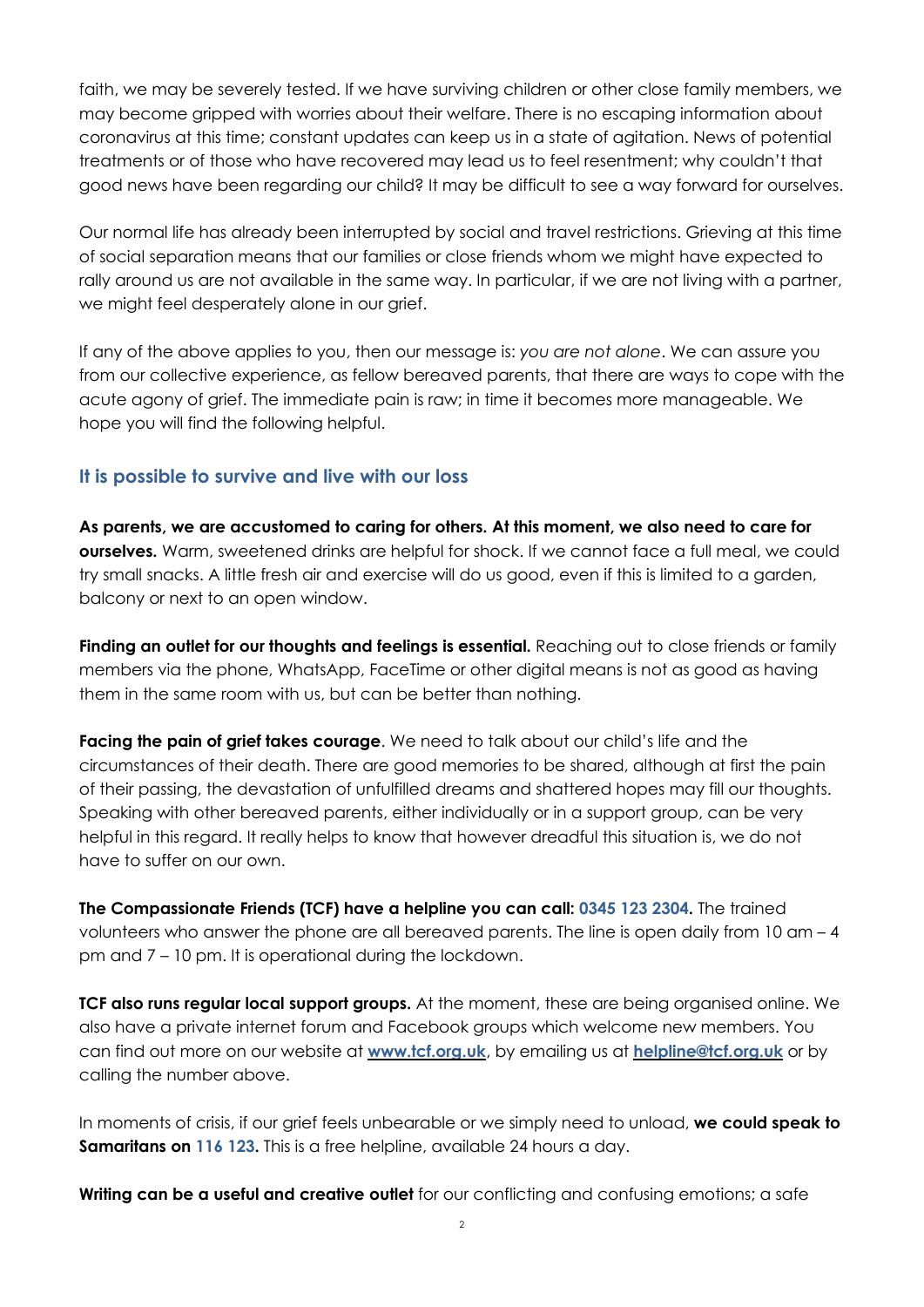faith, we may be severely tested. If we have surviving children or other close family members, we may become gripped with worries about their welfare. There is no escaping information about coronavirus at this time; constant updates can keep us in a state of agitation. News of potential treatments or of those who have recovered may lead us to feel resentment; why couldn't that good news have been regarding our child? It may be difficult to see a way forward for ourselves.

Our normal life has already been interrupted by social and travel restrictions. Grieving at this time of social separation means that our families or close friends whom we might have expected to rally around us are not available in the same way. In particular, if we are not living with a partner, we might feel desperately alone in our grief.

If any of the above applies to you, then our message is: *you are not alone*. We can assure you from our collective experience, as fellow bereaved parents, that there are ways to cope with the acute agony of grief. The immediate pain is raw; in time it becomes more manageable. We hope you will find the following helpful.

## It is possible to survive and live with our loss

**As parents, we are accustomed to caring for others. At this moment, we also need to care for ourselves.** Warm, sweetened drinks are helpful for shock. If we cannot face a full meal, we could try small snacks. A little fresh air and exercise will do us good, even if this is limited to a garden, balcony or next to an open window.

**Finding an outlet for our thoughts and feelings is essential.** Reaching out to close friends or family members via the phone, WhatsApp, FaceTime or other digital means is not as good as having them in the same room with us, but can be better than nothing.

**Facing the pain of grief takes courage**. We need to talk about our child's life and the circumstances of their death. There are good memories to be shared, although at first the pain of their passing, the devastation of unfulfilled dreams and shattered hopes may fill our thoughts. Speaking with other bereaved parents, either individually or in a support group, can be very helpful in this regard. It really helps to know that however dreadful this situation is, we do not have to suffer on our own.

**The Compassionate Friends (TCF) have a helpline you can call: 0345 123 2304.** The trained volunteers who answer the phone are all bereaved parents. The line is open daily from 10 am – 4 pm and 7 – 10 pm. It is operational during the lockdown.

**TCF also runs regular local support groups.** At the moment, these are being organised online. We also have a private internet forum and Facebook groups which welcome new members. You can find out more on our website at **www.tcf.org.uk**, by emailing us at **helpline@tcf.org.uk** or by calling the number above.

In moments of crisis, if our grief feels unbearable or we simply need to unload, **we could speak to Samaritans on 116 123.** This is a free helpline, available 24 hours a day.

**Writing can be a useful and creative outlet** for our conflicting and confusing emotions; a safe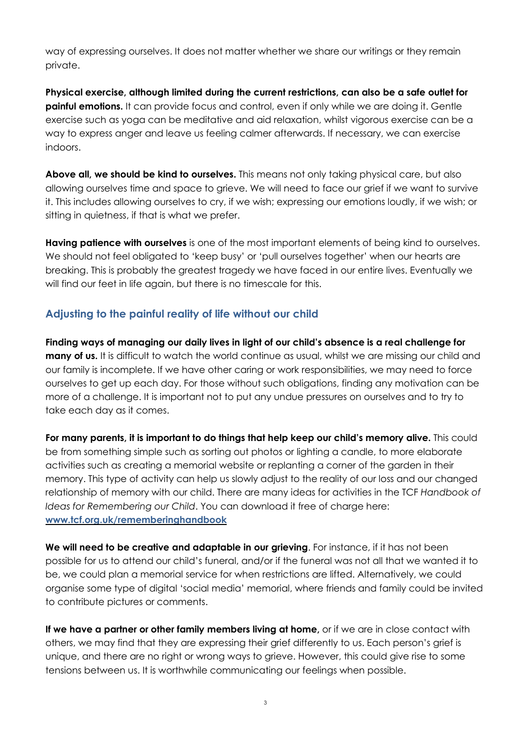way of expressing ourselves. It does not matter whether we share our writings or they remain private.

**Physical exercise, although limited during the current restrictions, can also be a safe outlet for painful emotions.** It can provide focus and control, even if only while we are doing it. Gentle exercise such as yoga can be meditative and aid relaxation, whilst vigorous exercise can be a way to express anger and leave us feeling calmer afterwards. If necessary, we can exercise indoors.

**Above all, we should be kind to ourselves.** This means not only taking physical care, but also allowing ourselves time and space to grieve. We will need to face our grief if we want to survive it. This includes allowing ourselves to cry, if we wish; expressing our emotions loudly, if we wish; or sitting in quietness, if that is what we prefer.

**Having patience with ourselves** is one of the most important elements of being kind to ourselves. We should not feel obligated to 'keep busy' or 'pull ourselves together' when our hearts are breaking. This is probably the greatest tragedy we have faced in our entire lives. Eventually we will find our feet in life again, but there is no timescale for this.

## Adjusting to the painful reality of life without our child

**Finding ways of managing our daily lives in light of our child's absence is a real challenge for many of us.** It is difficult to watch the world continue as usual, whilst we are missing our child and our family is incomplete. If we have other caring or work responsibilities, we may need to force ourselves to get up each day. For those without such obligations, finding any motivation can be more of a challenge. It is important not to put any undue pressures on ourselves and to try to take each day as it comes.

**For many parents, it is important to do things that help keep our child's memory alive.** This could be from something simple such as sorting out photos or lighting a candle, to more elaborate activities such as creating a memorial website or replanting a corner of the garden in their memory. This type of activity can help us slowly adjust to the reality of our loss and our changed relationship of memory with our child. There are many ideas for activities in the TCF *Handbook of Ideas for Remembering our Child*. You can download it free of charge here: **www.tcf.org.uk/rememberinghandbook**

**We will need to be creative and adaptable in our grieving**. For instance, if it has not been possible for us to attend our child's funeral, and/or if the funeral was not all that we wanted it to be, we could plan a memorial service for when restrictions are lifted. Alternatively, we could organise some type of digital 'social media' memorial, where friends and family could be invited to contribute pictures or comments.

**If we have a partner or other family members living at home,** or if we are in close contact with others, we may find that they are expressing their grief differently to us. Each person's grief is unique, and there are no right or wrong ways to grieve. However, this could give rise to some tensions between us. It is worthwhile communicating our feelings when possible.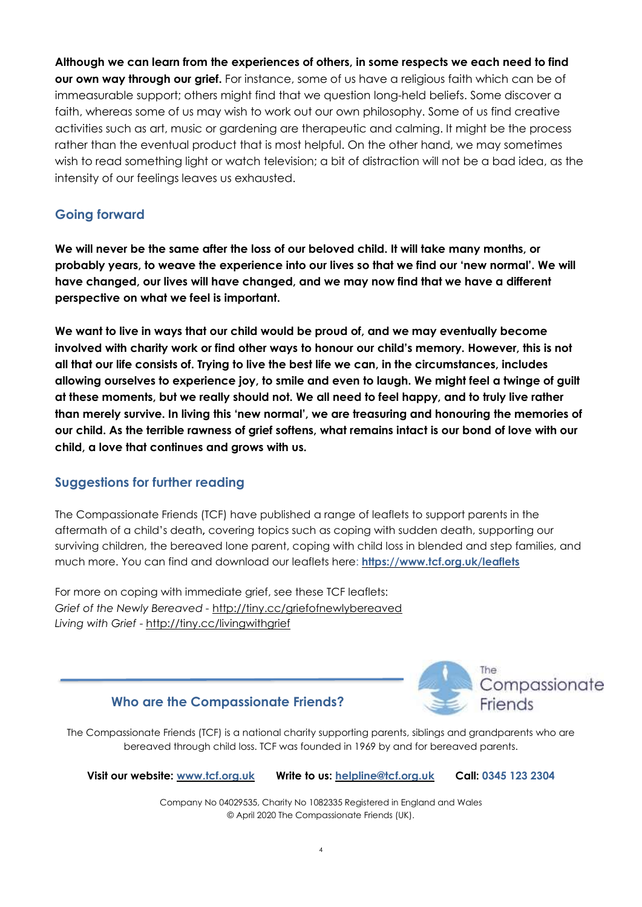**Although we can learn from the experiences of others, in some respects we each need to find our own way through our grief.** For instance, some of us have a religious faith which can be of immeasurable support; others might find that we question long-held beliefs. Some discover a faith, whereas some of us may wish to work out our own philosophy. Some of us find creative activities such as art, music or gardening are therapeutic and calming. It might be the process rather than the eventual product that is most helpful. On the other hand, we may sometimes wish to read something light or watch television; a bit of distraction will not be a bad idea, as the intensity of our feelings leaves us exhausted.

## Going forward

**We will never be the same after the loss of our beloved child. It will take many months, or probably years, to weave the experience into our lives so that we find our 'new normal'. We will have changed, our lives will have changed, and we may now find that we have a different perspective on what we feel is important.**

**We want to live in ways that our child would be proud of, and we may eventually become involved with charity work or find other ways to honour our child's memory. However, this is not all that our life consists of. Trying to live the best life we can, in the circumstances, includes allowing ourselves to experience joy, to smile and even to laugh. We might feel a twinge of guilt at these moments, but we really should not. We all need to feel happy, and to truly live rather than merely survive. In living this 'new normal', we are treasuring and honouring the memories of our child. As the terrible rawness of grief softens, what remains intact is our bond of love with our child, a love that continues and grows with us.**

## Suggestions for further reading

The Compassionate Friends (TCF) have published a range of leaflets to support parents in the aftermath of a child's death**,** covering topics such as coping with sudden death, supporting our surviving children, the bereaved lone parent, coping with child loss in blended and step families, and much more. You can find and download our leaflets here: **https://www.tcf.org.uk/leaflets**

For more on coping with immediate grief, see these TCF leaflets:
*Grief of the Newly Bereaved* - http://tiny.cc/griefofnewlybereaved
*Living with Grief* - http://tiny.cc/livingwithgrief

## Who are the Compassionate Friends?

The Compassionate Friends

The Compassionate Friends (TCF) is a national charity supporting parents, siblings and grandparents who are bereaved through child loss. TCF was founded in 1969 by and for bereaved parents.

**Visit our website:** **www.tcf.org.uk** **Write to us:** **helpline@tcf.org.uk** **Call:** **0345 123 2304**

Company No 04029535, Charity No 1082335 Registered in England and Wales
© April 2020 The Compassionate Friends (UK).